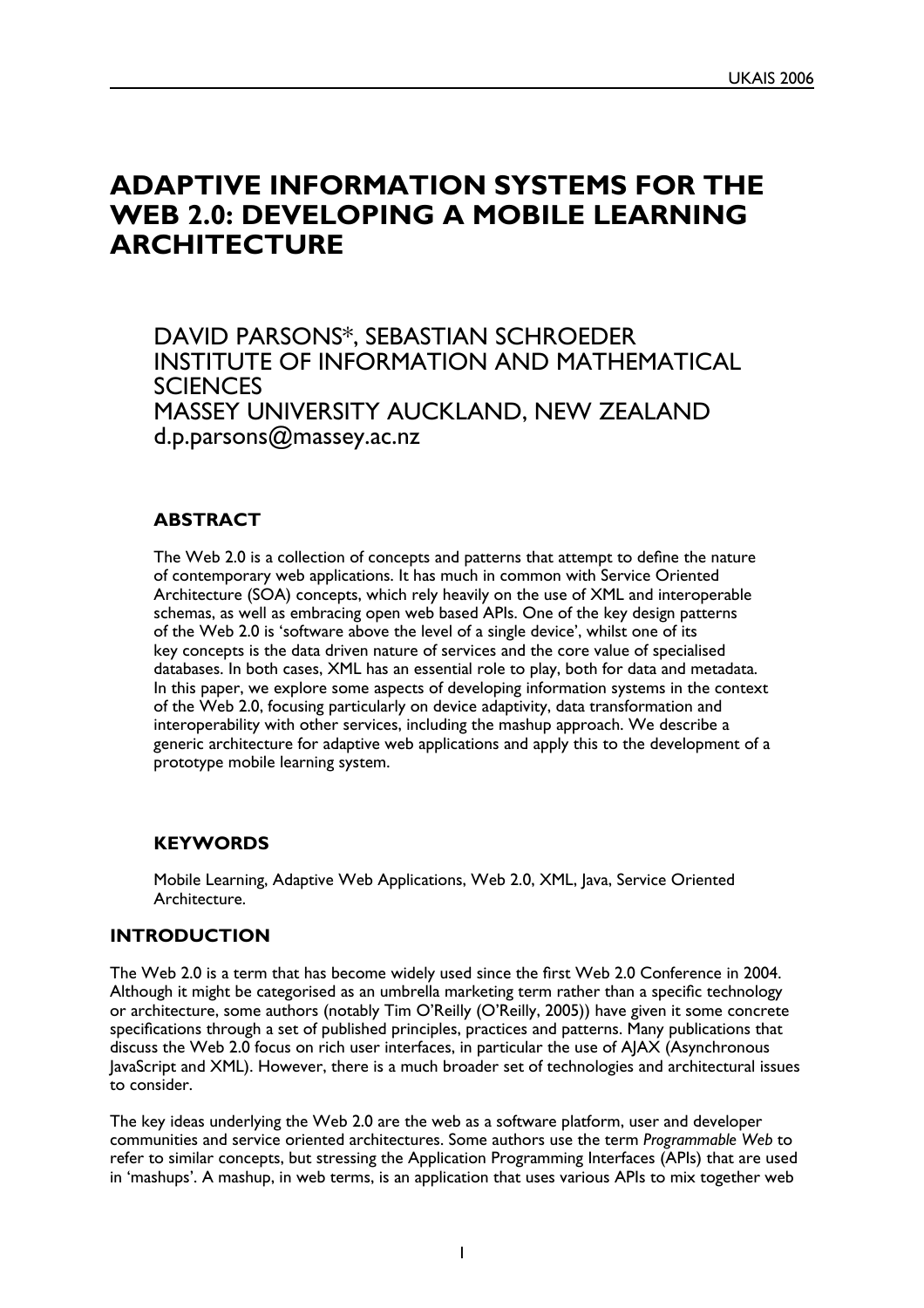# ADAPTIVE INFORMATION SYSTEMS FOR THE WEB 2.0: DEVELOPING A MOBILE LEARNING ARCHITECTURE

DAVID PARSONS*, SEBASTIAN SCHROEDER
INSTITUTE OF INFORMATION AND MATHEMATICAL SCIENCES
MASSEY UNIVERSITY AUCKLAND, NEW ZEALAND
d.p.parsons@massey.ac.nz

## ABSTRACT

The Web 2.0 is a collection of concepts and patterns that attempt to define the nature of contemporary web applications. It has much in common with Service Oriented Architecture (SOA) concepts, which rely heavily on the use of XML and interoperable schemas, as well as embracing open web based APIs. One of the key design patterns of the Web 2.0 is 'software above the level of a single device', whilst one of its key concepts is the data driven nature of services and the core value of specialised databases. In both cases, XML has an essential role to play, both for data and metadata. In this paper, we explore some aspects of developing information systems in the context of the Web 2.0, focusing particularly on device adaptivity, data transformation and interoperability with other services, including the mashup approach. We describe a generic architecture for adaptive web applications and apply this to the development of a prototype mobile learning system.

## KEYWORDS

Mobile Learning, Adaptive Web Applications, Web 2.0, XML, Java, Service Oriented Architecture.

## INTRODUCTION

The Web 2.0 is a term that has become widely used since the first Web 2.0 Conference in 2004. Although it might be categorised as an umbrella marketing term rather than a specific technology or architecture, some authors (notably Tim O'Reilly (O'Reilly, 2005)) have given it some concrete specifications through a set of published principles, practices and patterns. Many publications that discuss the Web 2.0 focus on rich user interfaces, in particular the use of AJAX (Asynchronous JavaScript and XML). However, there is a much broader set of technologies and architectural issues to consider.

The key ideas underlying the Web 2.0 are the web as a software platform, user and developer communities and service oriented architectures. Some authors use the term *Programmable Web* to refer to similar concepts, but stressing the Application Programming Interfaces (APIs) that are used in 'mashups'. A mashup, in web terms, is an application that uses various APIs to mix together web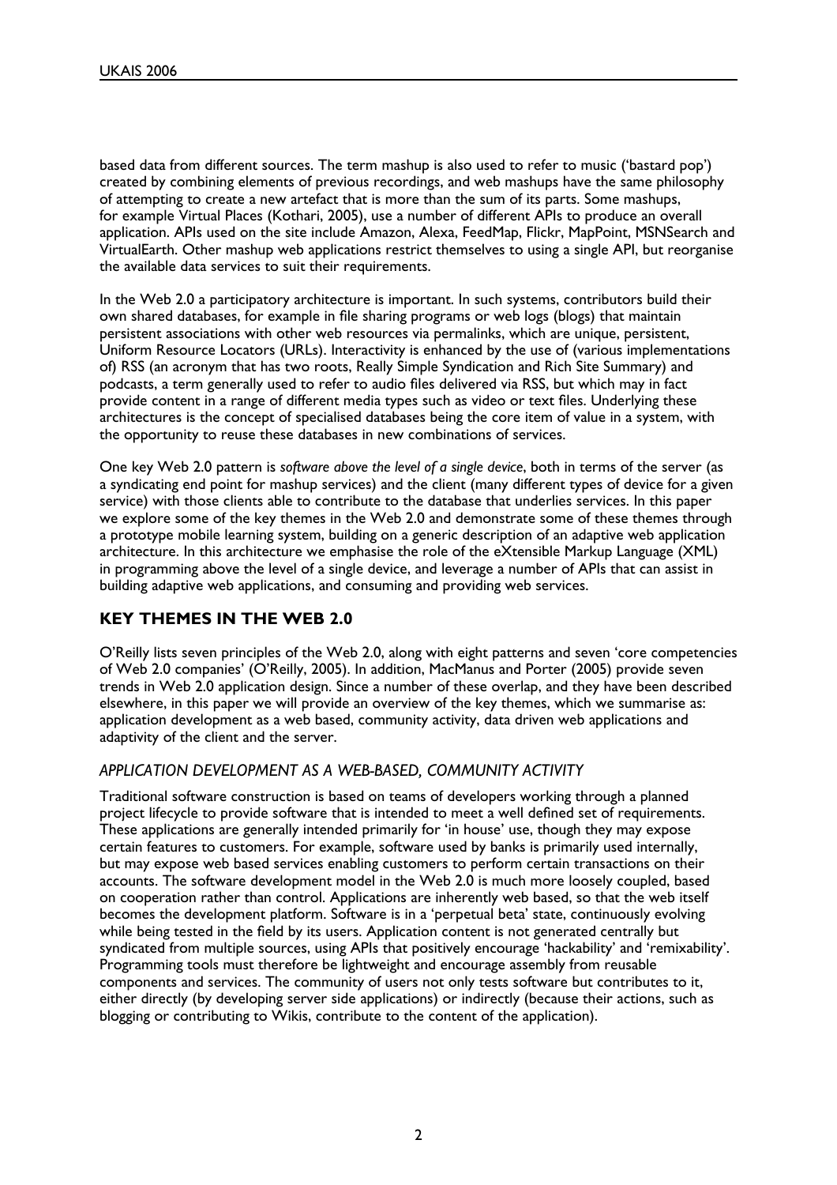based data from different sources. The term mashup is also used to refer to music ('bastard pop') created by combining elements of previous recordings, and web mashups have the same philosophy of attempting to create a new artefact that is more than the sum of its parts. Some mashups, for example Virtual Places (Kothari, 2005), use a number of different APIs to produce an overall application. APIs used on the site include Amazon, Alexa, FeedMap, Flickr, MapPoint, MSNSearch and VirtualEarth. Other mashup web applications restrict themselves to using a single API, but reorganise the available data services to suit their requirements.

In the Web 2.0 a participatory architecture is important. In such systems, contributors build their own shared databases, for example in file sharing programs or web logs (blogs) that maintain persistent associations with other web resources via permalinks, which are unique, persistent, Uniform Resource Locators (URLs). Interactivity is enhanced by the use of (various implementations of) RSS (an acronym that has two roots, Really Simple Syndication and Rich Site Summary) and podcasts, a term generally used to refer to audio files delivered via RSS, but which may in fact provide content in a range of different media types such as video or text files. Underlying these architectures is the concept of specialised databases being the core item of value in a system, with the opportunity to reuse these databases in new combinations of services.

One key Web 2.0 pattern is *software above the level of a single device*, both in terms of the server (as a syndicating end point for mashup services) and the client (many different types of device for a given service) with those clients able to contribute to the database that underlies services. In this paper we explore some of the key themes in the Web 2.0 and demonstrate some of these themes through a prototype mobile learning system, building on a generic description of an adaptive web application architecture. In this architecture we emphasise the role of the eXtensible Markup Language (XML) in programming above the level of a single device, and leverage a number of APIs that can assist in building adaptive web applications, and consuming and providing web services.

## KEY THEMES IN THE WEB 2.0

O'Reilly lists seven principles of the Web 2.0, along with eight patterns and seven 'core competencies of Web 2.0 companies' (O'Reilly, 2005). In addition, MacManus and Porter (2005) provide seven trends in Web 2.0 application design. Since a number of these overlap, and they have been described elsewhere, in this paper we will provide an overview of the key themes, which we summarise as: application development as a web based, community activity, data driven web applications and adaptivity of the client and the server.

### *APPLICATION DEVELOPMENT AS A WEB-BASED, COMMUNITY ACTIVITY*

Traditional software construction is based on teams of developers working through a planned project lifecycle to provide software that is intended to meet a well defined set of requirements. These applications are generally intended primarily for 'in house' use, though they may expose certain features to customers. For example, software used by banks is primarily used internally, but may expose web based services enabling customers to perform certain transactions on their accounts. The software development model in the Web 2.0 is much more loosely coupled, based on cooperation rather than control. Applications are inherently web based, so that the web itself becomes the development platform. Software is in a 'perpetual beta' state, continuously evolving while being tested in the field by its users. Application content is not generated centrally but syndicated from multiple sources, using APIs that positively encourage 'hackability' and 'remixability'. Programming tools must therefore be lightweight and encourage assembly from reusable components and services. The community of users not only tests software but contributes to it, either directly (by developing server side applications) or indirectly (because their actions, such as blogging or contributing to Wikis, contribute to the content of the application).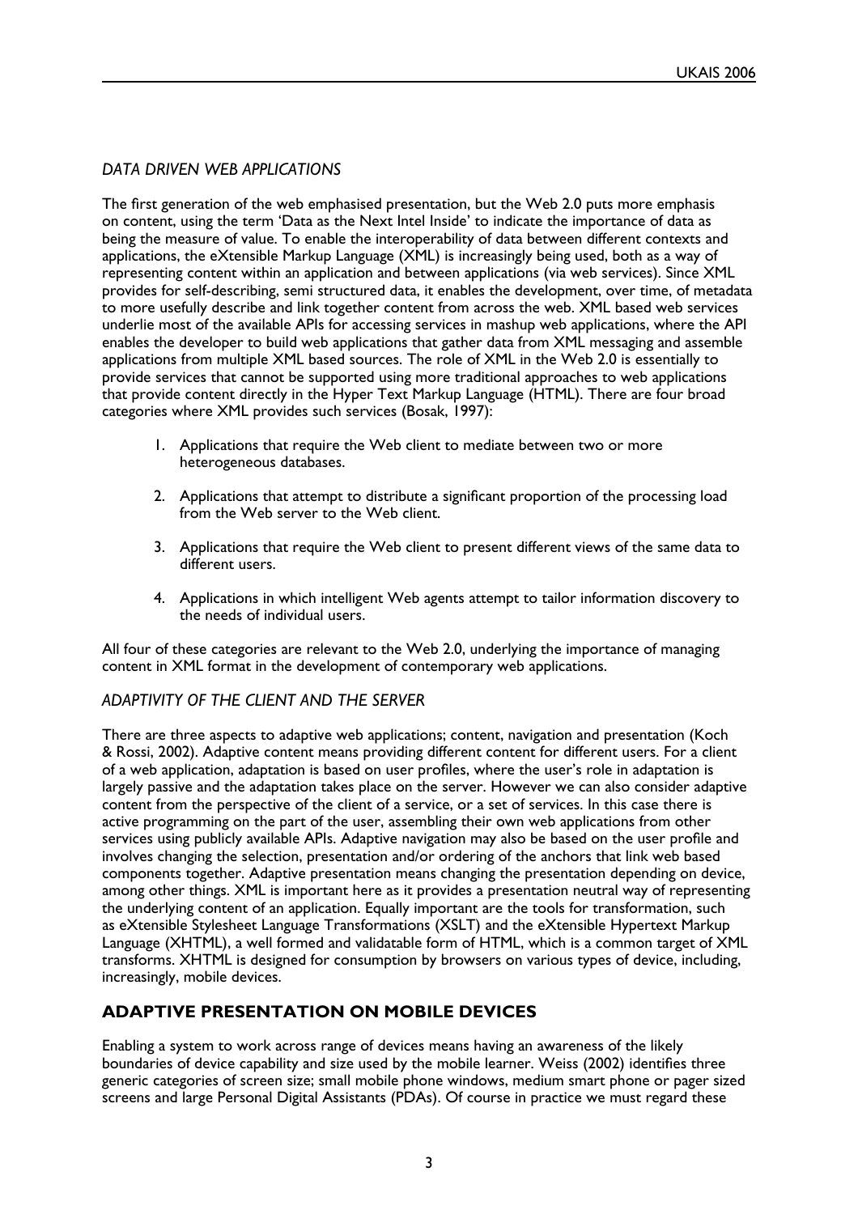### *DATA DRIVEN WEB APPLICATIONS*

The first generation of the web emphasised presentation, but the Web 2.0 puts more emphasis on content, using the term 'Data as the Next Intel Inside' to indicate the importance of data as being the measure of value. To enable the interoperability of data between different contexts and applications, the eXtensible Markup Language (XML) is increasingly being used, both as a way of representing content within an application and between applications (via web services). Since XML provides for self-describing, semi structured data, it enables the development, over time, of metadata to more usefully describe and link together content from across the web. XML based web services underlie most of the available APIs for accessing services in mashup web applications, where the API enables the developer to build web applications that gather data from XML messaging and assemble applications from multiple XML based sources. The role of XML in the Web 2.0 is essentially to provide services that cannot be supported using more traditional approaches to web applications that provide content directly in the Hyper Text Markup Language (HTML). There are four broad categories where XML provides such services (Bosak, 1997):

1. Applications that require the Web client to mediate between two or more heterogeneous databases.

2. Applications that attempt to distribute a significant proportion of the processing load from the Web server to the Web client.

3. Applications that require the Web client to present different views of the same data to different users.

4. Applications in which intelligent Web agents attempt to tailor information discovery to the needs of individual users.

All four of these categories are relevant to the Web 2.0, underlying the importance of managing content in XML format in the development of contemporary web applications.

### *ADAPTIVITY OF THE CLIENT AND THE SERVER*

There are three aspects to adaptive web applications; content, navigation and presentation (Koch & Rossi, 2002). Adaptive content means providing different content for different users. For a client of a web application, adaptation is based on user profiles, where the user's role in adaptation is largely passive and the adaptation takes place on the server. However we can also consider adaptive content from the perspective of the client of a service, or a set of services. In this case there is active programming on the part of the user, assembling their own web applications from other services using publicly available APIs. Adaptive navigation may also be based on the user profile and involves changing the selection, presentation and/or ordering of the anchors that link web based components together. Adaptive presentation means changing the presentation depending on device, among other things. XML is important here as it provides a presentation neutral way of representing the underlying content of an application. Equally important are the tools for transformation, such as eXtensible Stylesheet Language Transformations (XSLT) and the eXtensible Hypertext Markup Language (XHTML), a well formed and validatable form of HTML, which is a common target of XML transforms. XHTML is designed for consumption by browsers on various types of device, including, increasingly, mobile devices.

## ADAPTIVE PRESENTATION ON MOBILE DEVICES

Enabling a system to work across range of devices means having an awareness of the likely boundaries of device capability and size used by the mobile learner. Weiss (2002) identifies three generic categories of screen size; small mobile phone windows, medium smart phone or pager sized screens and large Personal Digital Assistants (PDAs). Of course in practice we must regard these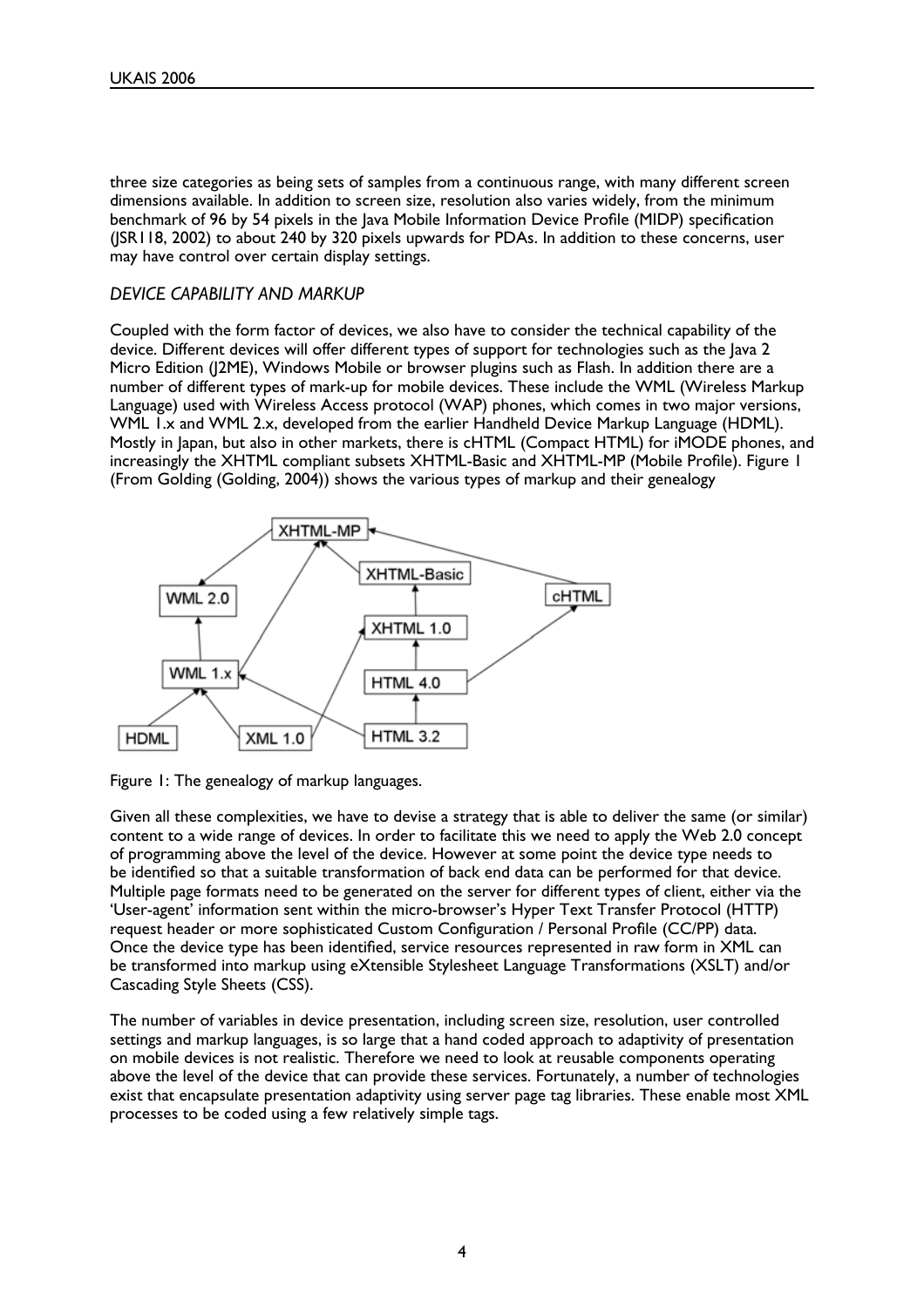three size categories as being sets of samples from a continuous range, with many different screen dimensions available. In addition to screen size, resolution also varies widely, from the minimum benchmark of 96 by 54 pixels in the Java Mobile Information Device Profile (MIDP) specification (JSR118, 2002) to about 240 by 320 pixels upwards for PDAs. In addition to these concerns, user may have control over certain display settings.

### *DEVICE CAPABILITY AND MARKUP*

Coupled with the form factor of devices, we also have to consider the technical capability of the device. Different devices will offer different types of support for technologies such as the Java 2 Micro Edition (J2ME), Windows Mobile or browser plugins such as Flash. In addition there are a number of different types of mark-up for mobile devices. These include the WML (Wireless Markup Language) used with Wireless Access protocol (WAP) phones, which comes in two major versions, WML 1.x and WML 2.x, developed from the earlier Handheld Device Markup Language (HDML). Mostly in Japan, but also in other markets, there is cHTML (Compact HTML) for iMODE phones, and increasingly the XHTML compliant subsets XHTML-Basic and XHTML-MP (Mobile Profile). Figure 1 (From Golding (Golding, 2004)) shows the various types of markup and their genealogy

Figure 1: The genealogy of markup languages.

Given all these complexities, we have to devise a strategy that is able to deliver the same (or similar) content to a wide range of devices. In order to facilitate this we need to apply the Web 2.0 concept of programming above the level of the device. However at some point the device type needs to be identified so that a suitable transformation of back end data can be performed for that device. Multiple page formats need to be generated on the server for different types of client, either via the 'User-agent' information sent within the micro-browser's Hyper Text Transfer Protocol (HTTP) request header or more sophisticated Custom Configuration / Personal Profile (CC/PP) data. Once the device type has been identified, service resources represented in raw form in XML can be transformed into markup using eXtensible Stylesheet Language Transformations (XSLT) and/or Cascading Style Sheets (CSS).

The number of variables in device presentation, including screen size, resolution, user controlled settings and markup languages, is so large that a hand coded approach to adaptivity of presentation on mobile devices is not realistic. Therefore we need to look at reusable components operating above the level of the device that can provide these services. Fortunately, a number of technologies exist that encapsulate presentation adaptivity using server page tag libraries. These enable most XML processes to be coded using a few relatively simple tags.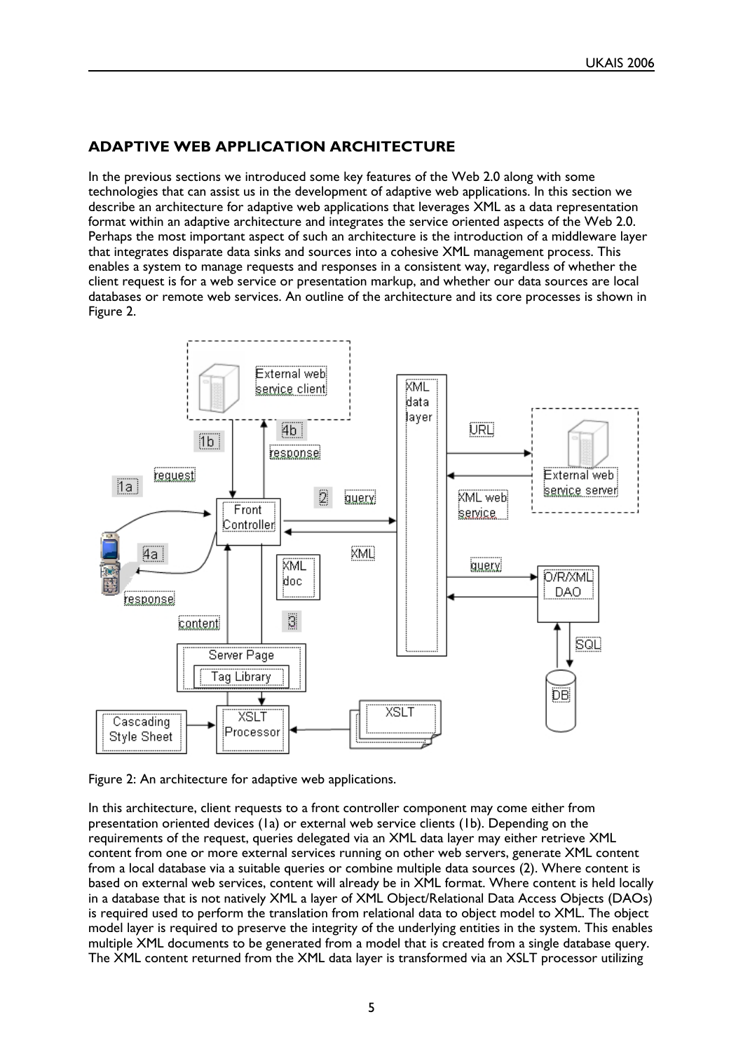## ADAPTIVE WEB APPLICATION ARCHITECTURE

In the previous sections we introduced some key features of the Web 2.0 along with some technologies that can assist us in the development of adaptive web applications. In this section we describe an architecture for adaptive web applications that leverages XML as a data representation format within an adaptive architecture and integrates the service oriented aspects of the Web 2.0. Perhaps the most important aspect of such an architecture is the introduction of a middleware layer that integrates disparate data sinks and sources into a cohesive XML management process. This enables a system to manage requests and responses in a consistent way, regardless of whether the client request is for a web service or presentation markup, and whether our data sources are local databases or remote web services. An outline of the architecture and its core processes is shown in Figure 2.

Figure 2: An architecture for adaptive web applications.

In this architecture, client requests to a front controller component may come either from presentation oriented devices (1a) or external web service clients (1b). Depending on the requirements of the request, queries delegated via an XML data layer may either retrieve XML content from one or more external services running on other web servers, generate XML content from a local database via a suitable queries or combine multiple data sources (2). Where content is based on external web services, content will already be in XML format. Where content is held locally in a database that is not natively XML a layer of XML Object/Relational Data Access Objects (DAOs) is required used to perform the translation from relational data to object model to XML. The object model layer is required to preserve the integrity of the underlying entities in the system. This enables multiple XML documents to be generated from a model that is created from a single database query. The XML content returned from the XML data layer is transformed via an XSLT processor utilizing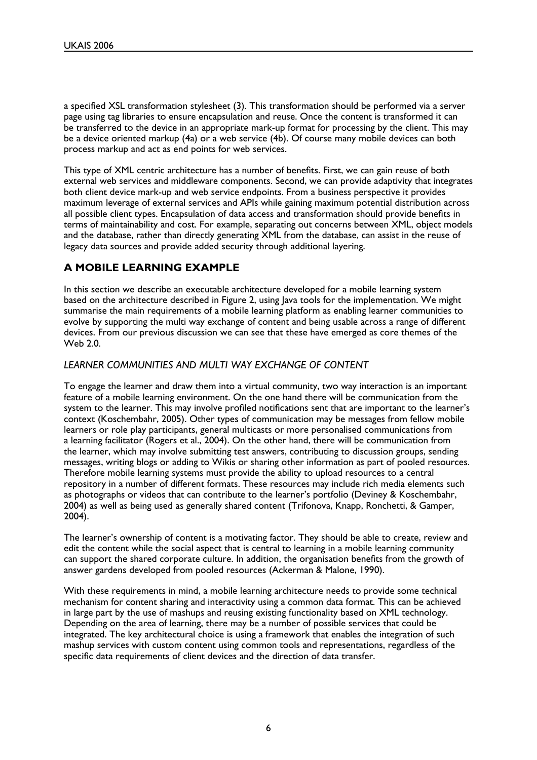a specified XSL transformation stylesheet (3). This transformation should be performed via a server page using tag libraries to ensure encapsulation and reuse. Once the content is transformed it can be transferred to the device in an appropriate mark-up format for processing by the client. This may be a device oriented markup (4a) or a web service (4b). Of course many mobile devices can both process markup and act as end points for web services.

This type of XML centric architecture has a number of benefits. First, we can gain reuse of both external web services and middleware components. Second, we can provide adaptivity that integrates both client device mark-up and web service endpoints. From a business perspective it provides maximum leverage of external services and APIs while gaining maximum potential distribution across all possible client types. Encapsulation of data access and transformation should provide benefits in terms of maintainability and cost. For example, separating out concerns between XML, object models and the database, rather than directly generating XML from the database, can assist in the reuse of legacy data sources and provide added security through additional layering.

## A MOBILE LEARNING EXAMPLE

In this section we describe an executable architecture developed for a mobile learning system based on the architecture described in Figure 2, using Java tools for the implementation. We might summarise the main requirements of a mobile learning platform as enabling learner communities to evolve by supporting the multi way exchange of content and being usable across a range of different devices. From our previous discussion we can see that these have emerged as core themes of the Web 2.0.

### *LEARNER COMMUNITIES AND MULTI WAY EXCHANGE OF CONTENT*

To engage the learner and draw them into a virtual community, two way interaction is an important feature of a mobile learning environment. On the one hand there will be communication from the system to the learner. This may involve profiled notifications sent that are important to the learner's context (Koschembahr, 2005). Other types of communication may be messages from fellow mobile learners or role play participants, general multicasts or more personalised communications from a learning facilitator (Rogers et al., 2004). On the other hand, there will be communication from the learner, which may involve submitting test answers, contributing to discussion groups, sending messages, writing blogs or adding to Wikis or sharing other information as part of pooled resources. Therefore mobile learning systems must provide the ability to upload resources to a central repository in a number of different formats. These resources may include rich media elements such as photographs or videos that can contribute to the learner's portfolio (Deviney & Koschembahr, 2004) as well as being used as generally shared content (Trifonova, Knapp, Ronchetti, & Gamper, 2004).

The learner's ownership of content is a motivating factor. They should be able to create, review and edit the content while the social aspect that is central to learning in a mobile learning community can support the shared corporate culture. In addition, the organisation benefits from the growth of answer gardens developed from pooled resources (Ackerman & Malone, 1990).

With these requirements in mind, a mobile learning architecture needs to provide some technical mechanism for content sharing and interactivity using a common data format. This can be achieved in large part by the use of mashups and reusing existing functionality based on XML technology. Depending on the area of learning, there may be a number of possible services that could be integrated. The key architectural choice is using a framework that enables the integration of such mashup services with custom content using common tools and representations, regardless of the specific data requirements of client devices and the direction of data transfer.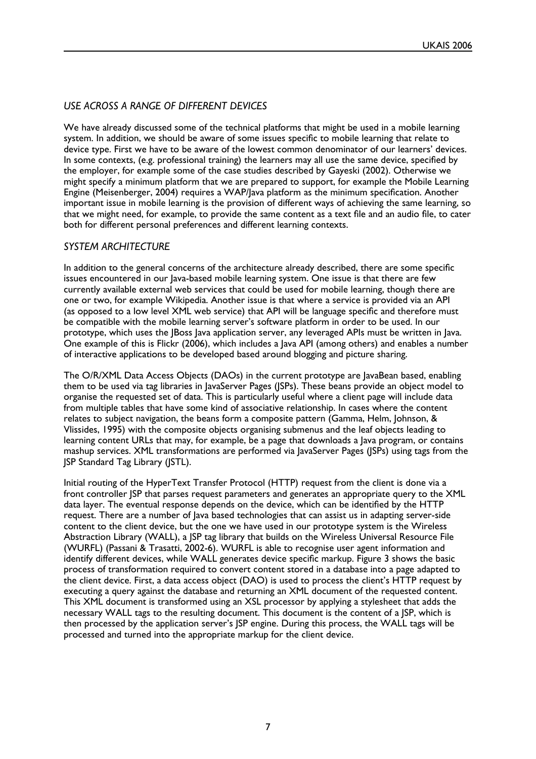### *USE ACROSS A RANGE OF DIFFERENT DEVICES*

We have already discussed some of the technical platforms that might be used in a mobile learning system. In addition, we should be aware of some issues specific to mobile learning that relate to device type. First we have to be aware of the lowest common denominator of our learners' devices. In some contexts, (e.g. professional training) the learners may all use the same device, specified by the employer, for example some of the case studies described by Gayeski (2002). Otherwise we might specify a minimum platform that we are prepared to support, for example the Mobile Learning Engine (Meisenberger, 2004) requires a WAP/Java platform as the minimum specification. Another important issue in mobile learning is the provision of different ways of achieving the same learning, so that we might need, for example, to provide the same content as a text file and an audio file, to cater both for different personal preferences and different learning contexts.

### *SYSTEM ARCHITECTURE*

In addition to the general concerns of the architecture already described, there are some specific issues encountered in our Java-based mobile learning system. One issue is that there are few currently available external web services that could be used for mobile learning, though there are one or two, for example Wikipedia. Another issue is that where a service is provided via an API (as opposed to a low level XML web service) that API will be language specific and therefore must be compatible with the mobile learning server's software platform in order to be used. In our prototype, which uses the JBoss Java application server, any leveraged APIs must be written in Java. One example of this is Flickr (2006), which includes a Java API (among others) and enables a number of interactive applications to be developed based around blogging and picture sharing.

The O/R/XML Data Access Objects (DAOs) in the current prototype are JavaBean based, enabling them to be used via tag libraries in JavaServer Pages (JSPs). These beans provide an object model to organise the requested set of data. This is particularly useful where a client page will include data from multiple tables that have some kind of associative relationship. In cases where the content relates to subject navigation, the beans form a composite pattern (Gamma, Helm, Johnson, & Vlissides, 1995) with the composite objects organising submenus and the leaf objects leading to learning content URLs that may, for example, be a page that downloads a Java program, or contains mashup services. XML transformations are performed via JavaServer Pages (JSPs) using tags from the JSP Standard Tag Library (JSTL).

Initial routing of the HyperText Transfer Protocol (HTTP) request from the client is done via a front controller JSP that parses request parameters and generates an appropriate query to the XML data layer. The eventual response depends on the device, which can be identified by the HTTP request. There are a number of Java based technologies that can assist us in adapting server-side content to the client device, but the one we have used in our prototype system is the Wireless Abstraction Library (WALL), a JSP tag library that builds on the Wireless Universal Resource File (WURFL) (Passani & Trasatti, 2002-6). WURFL is able to recognise user agent information and identify different devices, while WALL generates device specific markup. Figure 3 shows the basic process of transformation required to convert content stored in a database into a page adapted to the client device. First, a data access object (DAO) is used to process the client's HTTP request by executing a query against the database and returning an XML document of the requested content. This XML document is transformed using an XSL processor by applying a stylesheet that adds the necessary WALL tags to the resulting document. This document is the content of a JSP, which is then processed by the application server's JSP engine. During this process, the WALL tags will be processed and turned into the appropriate markup for the client device.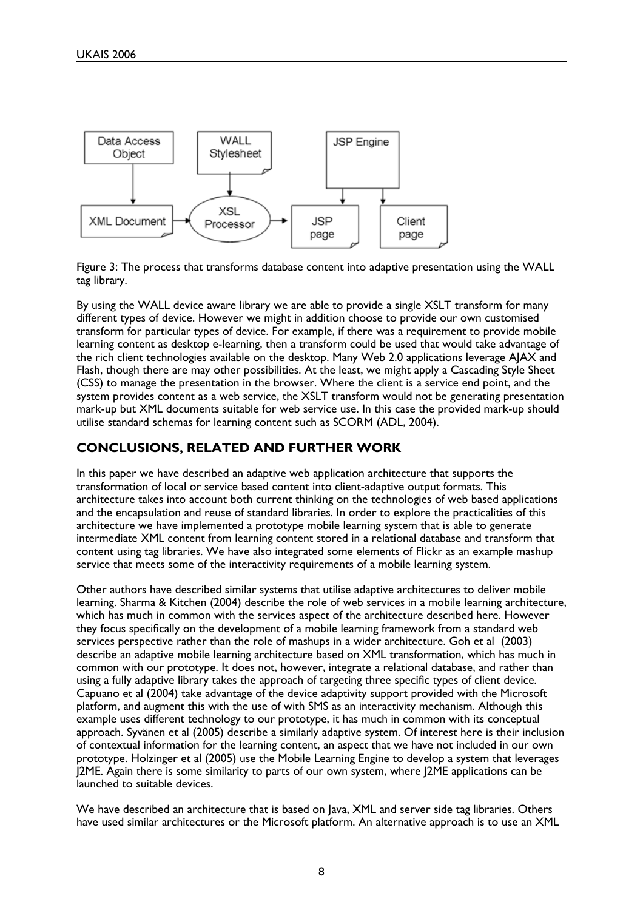Figure 3: The process that transforms database content into adaptive presentation using the WALL tag library.

By using the WALL device aware library we are able to provide a single XSLT transform for many different types of device. However we might in addition choose to provide our own customised transform for particular types of device. For example, if there was a requirement to provide mobile learning content as desktop e-learning, then a transform could be used that would take advantage of the rich client technologies available on the desktop. Many Web 2.0 applications leverage AJAX and Flash, though there are may other possibilities. At the least, we might apply a Cascading Style Sheet (CSS) to manage the presentation in the browser. Where the client is a service end point, and the system provides content as a web service, the XSLT transform would not be generating presentation mark-up but XML documents suitable for web service use. In this case the provided mark-up should utilise standard schemas for learning content such as SCORM (ADL, 2004).

## CONCLUSIONS, RELATED AND FURTHER WORK

In this paper we have described an adaptive web application architecture that supports the transformation of local or service based content into client-adaptive output formats. This architecture takes into account both current thinking on the technologies of web based applications and the encapsulation and reuse of standard libraries. In order to explore the practicalities of this architecture we have implemented a prototype mobile learning system that is able to generate intermediate XML content from learning content stored in a relational database and transform that content using tag libraries. We have also integrated some elements of Flickr as an example mashup service that meets some of the interactivity requirements of a mobile learning system.

Other authors have described similar systems that utilise adaptive architectures to deliver mobile learning. Sharma & Kitchen (2004) describe the role of web services in a mobile learning architecture, which has much in common with the services aspect of the architecture described here. However they focus specifically on the development of a mobile learning framework from a standard web services perspective rather than the role of mashups in a wider architecture. Goh et al (2003) describe an adaptive mobile learning architecture based on XML transformation, which has much in common with our prototype. It does not, however, integrate a relational database, and rather than using a fully adaptive library takes the approach of targeting three specific types of client device. Capuano et al (2004) take advantage of the device adaptivity support provided with the Microsoft platform, and augment this with the use of with SMS as an interactivity mechanism. Although this example uses different technology to our prototype, it has much in common with its conceptual approach. Syvänen et al (2005) describe a similarly adaptive system. Of interest here is their inclusion of contextual information for the learning content, an aspect that we have not included in our own prototype. Holzinger et al (2005) use the Mobile Learning Engine to develop a system that leverages J2ME. Again there is some similarity to parts of our own system, where J2ME applications can be launched to suitable devices.

We have described an architecture that is based on Java, XML and server side tag libraries. Others have used similar architectures or the Microsoft platform. An alternative approach is to use an XML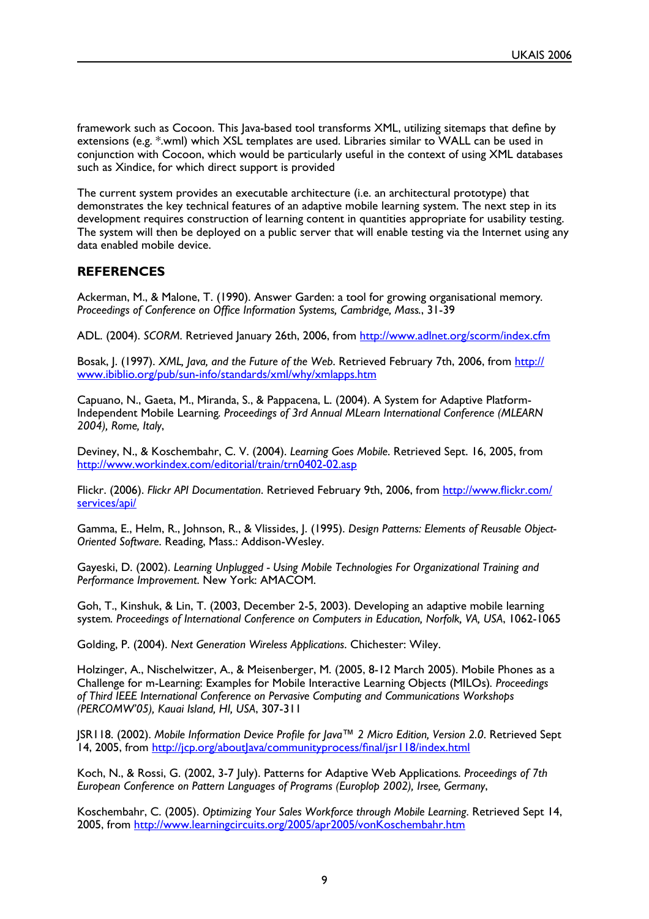framework such as Cocoon. This Java-based tool transforms XML, utilizing sitemaps that define by extensions (e.g. *.wml) which XSL templates are used. Libraries similar to WALL can be used in conjunction with Cocoon, which would be particularly useful in the context of using XML databases such as Xindice, for which direct support is provided

The current system provides an executable architecture (i.e. an architectural prototype) that demonstrates the key technical features of an adaptive mobile learning system. The next step in its development requires construction of learning content in quantities appropriate for usability testing. The system will then be deployed on a public server that will enable testing via the Internet using any data enabled mobile device.

## REFERENCES

Ackerman, M., & Malone, T. (1990). Answer Garden: a tool for growing organisational memory. *Proceedings of Conference on Office Information Systems, Cambridge, Mass.*, 31-39

ADL. (2004). *SCORM*. Retrieved January 26th, 2006, from http://www.adlnet.org/scorm/index.cfm

Bosak, J. (1997). *XML, Java, and the Future of the Web*. Retrieved February 7th, 2006, from http://www.ibiblio.org/pub/sun-info/standards/xml/why/xmlapps.htm

Capuano, N., Gaeta, M., Miranda, S., & Pappacena, L. (2004). A System for Adaptive Platform-Independent Mobile Learning. *Proceedings of 3rd Annual MLearn International Conference (MLEARN 2004), Rome, Italy*,

Deviney, N., & Koschembahr, C. V. (2004). *Learning Goes Mobile*. Retrieved Sept. 16, 2005, from http://www.workindex.com/editorial/train/trn0402-02.asp

Flickr. (2006). *Flickr API Documentation*. Retrieved February 9th, 2006, from http://www.flickr.com/services/api/

Gamma, E., Helm, R., Johnson, R., & Vlissides, J. (1995). *Design Patterns: Elements of Reusable Object-Oriented Software*. Reading, Mass.: Addison-Wesley.

Gayeski, D. (2002). *Learning Unplugged - Using Mobile Technologies For Organizational Training and Performance Improvement*. New York: AMACOM.

Goh, T., Kinshuk, & Lin, T. (2003, December 2-5, 2003). Developing an adaptive mobile learning system. *Proceedings of International Conference on Computers in Education, Norfolk, VA, USA*, 1062-1065

Golding, P. (2004). *Next Generation Wireless Applications*. Chichester: Wiley.

Holzinger, A., Nischelwitzer, A., & Meisenberger, M. (2005, 8-12 March 2005). Mobile Phones as a Challenge for m-Learning: Examples for Mobile Interactive Learning Objects (MILOs). *Proceedings of Third IEEE International Conference on Pervasive Computing and Communications Workshops (PERCOMW'05), Kauai Island, HI, USA*, 307-311

JSR118. (2002). *Mobile Information Device Profile for Java™ 2 Micro Edition, Version 2.0*. Retrieved Sept 14, 2005, from http://jcp.org/aboutJava/communityprocess/final/jsr118/index.html

Koch, N., & Rossi, G. (2002, 3-7 July). Patterns for Adaptive Web Applications. *Proceedings of 7th European Conference on Pattern Languages of Programs (Europlop 2002), Irsee, Germany*,

Koschembahr, C. (2005). *Optimizing Your Sales Workforce through Mobile Learning*. Retrieved Sept 14, 2005, from http://www.learningcircuits.org/2005/apr2005/vonKoschembahr.htm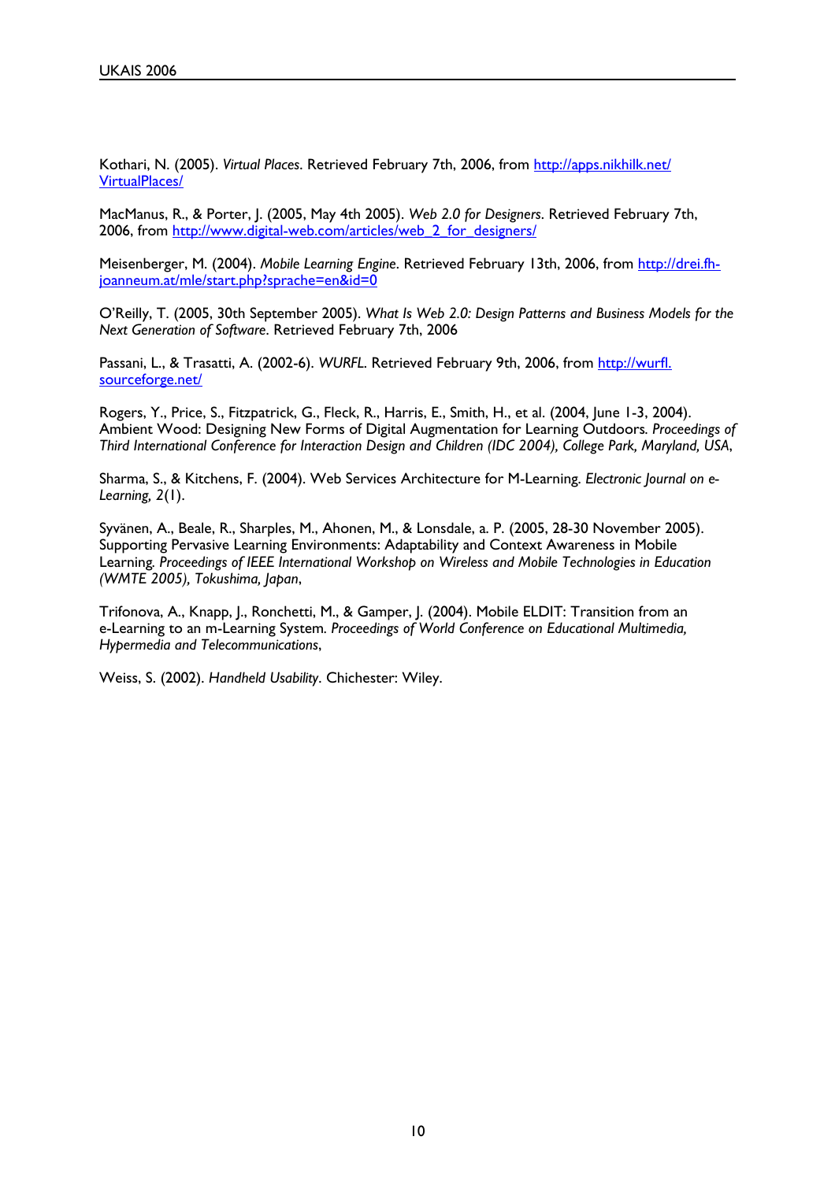Kothari, N. (2005). *Virtual Places*. Retrieved February 7th, 2006, from http://apps.nikhilk.net/VirtualPlaces/

MacManus, R., & Porter, J. (2005, May 4th 2005). *Web 2.0 for Designers*. Retrieved February 7th, 2006, from http://www.digital-web.com/articles/web_2_for_designers/

Meisenberger, M. (2004). *Mobile Learning Engine*. Retrieved February 13th, 2006, from http://drei.fh-joanneum.at/mle/start.php?sprache=en&id=0

O'Reilly, T. (2005, 30th September 2005). *What Is Web 2.0: Design Patterns and Business Models for the Next Generation of Software*. Retrieved February 7th, 2006

Passani, L., & Trasatti, A. (2002-6). *WURFL*. Retrieved February 9th, 2006, from http://wurfl.sourceforge.net/

Rogers, Y., Price, S., Fitzpatrick, G., Fleck, R., Harris, E., Smith, H., et al. (2004, June 1-3, 2004). Ambient Wood: Designing New Forms of Digital Augmentation for Learning Outdoors. *Proceedings of Third International Conference for Interaction Design and Children (IDC 2004), College Park, Maryland, USA*,

Sharma, S., & Kitchens, F. (2004). Web Services Architecture for M-Learning. *Electronic Journal on e-Learning, 2*(1).

Syvänen, A., Beale, R., Sharples, M., Ahonen, M., & Lonsdale, a. P. (2005, 28-30 November 2005). Supporting Pervasive Learning Environments: Adaptability and Context Awareness in Mobile Learning. *Proceedings of IEEE International Workshop on Wireless and Mobile Technologies in Education (WMTE 2005), Tokushima, Japan*,

Trifonova, A., Knapp, J., Ronchetti, M., & Gamper, J. (2004). Mobile ELDIT: Transition from an e-Learning to an m-Learning System. *Proceedings of World Conference on Educational Multimedia, Hypermedia and Telecommunications*,

Weiss, S. (2002). *Handheld Usability*. Chichester: Wiley.